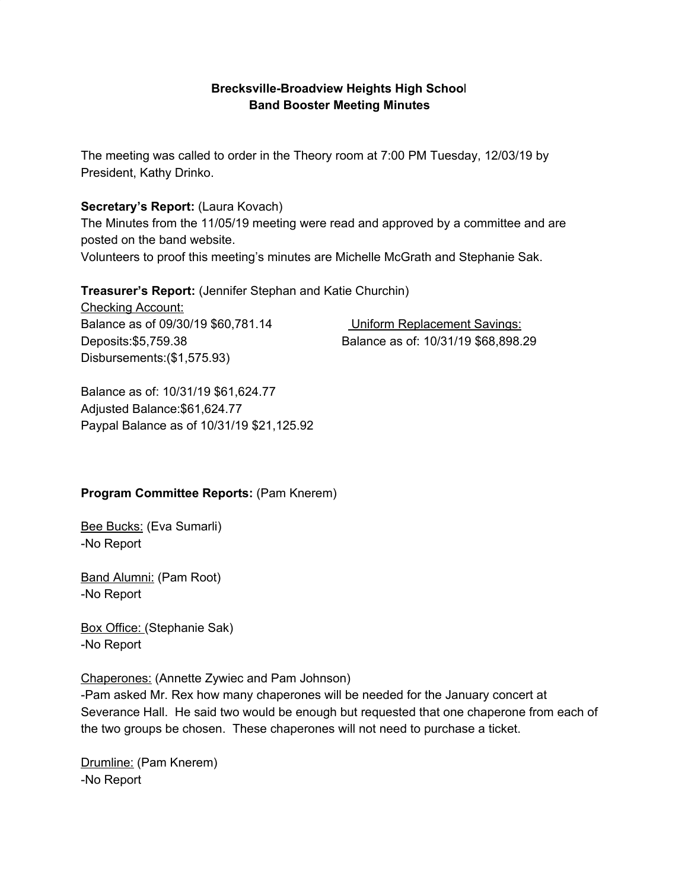**Brecksville-Broadview Heights High School**
**Band Booster Meeting Minutes**

The meeting was called to order in the Theory room at 7:00 PM Tuesday, 12/03/19 by President, Kathy Drinko.

**Secretary's Report:** (Laura Kovach)
The Minutes from the 11/05/19 meeting were read and approved by a committee and are posted on the band website.
Volunteers to proof this meeting's minutes are Michelle McGrath and Stephanie Sak.

**Treasurer's Report:** (Jennifer Stephan and Katie Churchin)

Checking Account:
Balance as of 09/30/19 $60,781.14
Deposits:$5,759.38
Disbursements:($1,575.93)

Balance as of: 10/31/19 $61,624.77
Adjusted Balance:$61,624.77
Paypal Balance as of 10/31/19 $21,125.92

Uniform Replacement Savings:
Balance as of: 10/31/19 $68,898.29

**Program Committee Reports:** (Pam Knerem)

Bee Bucks: (Eva Sumarli)
-No Report

Band Alumni: (Pam Root)
-No Report

Box Office: (Stephanie Sak)
-No Report

Chaperones: (Annette Zywiec and Pam Johnson)
-Pam asked Mr. Rex how many chaperones will be needed for the January concert at Severance Hall. He said two would be enough but requested that one chaperone from each of the two groups be chosen. These chaperones will not need to purchase a ticket.

Drumline: (Pam Knerem)
-No Report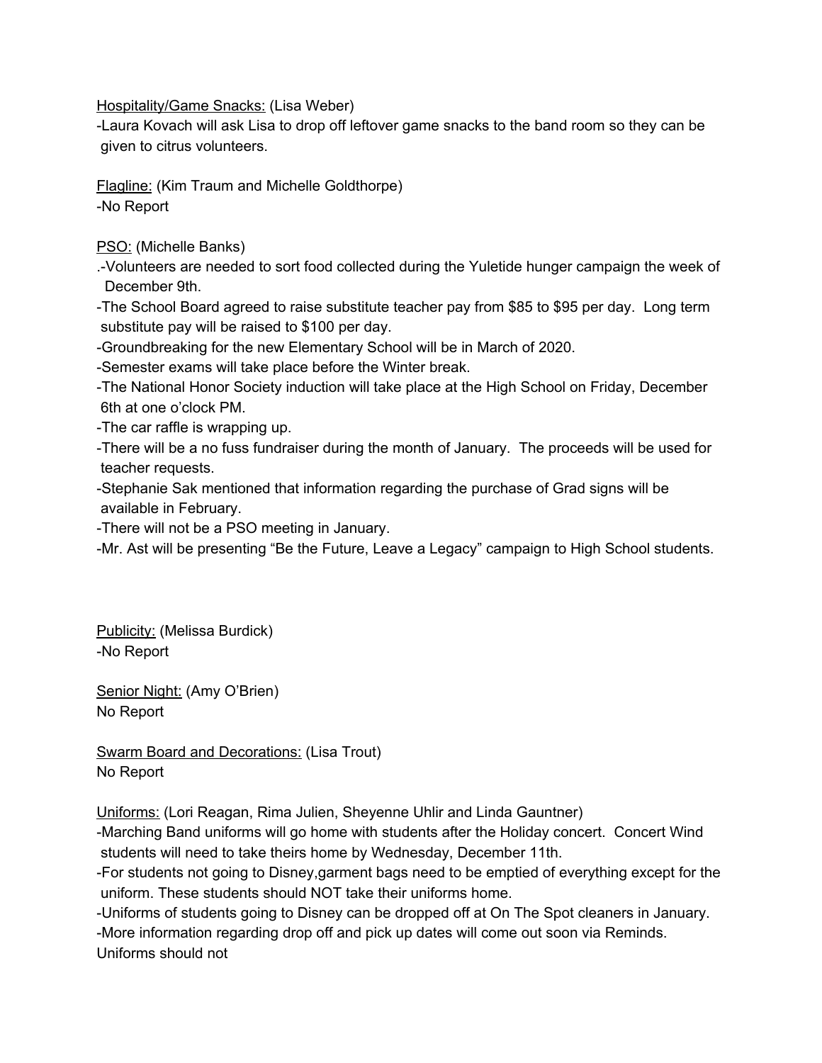Hospitality/Game Snacks: (Lisa Weber)

-Laura Kovach will ask Lisa to drop off leftover game snacks to the band room so they can be given to citrus volunteers.

Flagline: (Kim Traum and Michelle Goldthorpe)

-No Report

PSO: (Michelle Banks)

.-Volunteers are needed to sort food collected during the Yuletide hunger campaign the week of December 9th.

-The School Board agreed to raise substitute teacher pay from $85 to $95 per day. Long term substitute pay will be raised to $100 per day.

-Groundbreaking for the new Elementary School will be in March of 2020.

-Semester exams will take place before the Winter break.

-The National Honor Society induction will take place at the High School on Friday, December 6th at one o'clock PM.

-The car raffle is wrapping up.

-There will be a no fuss fundraiser during the month of January. The proceeds will be used for teacher requests.

-Stephanie Sak mentioned that information regarding the purchase of Grad signs will be available in February.

-There will not be a PSO meeting in January.

-Mr. Ast will be presenting "Be the Future, Leave a Legacy" campaign to High School students.

Publicity: (Melissa Burdick)

-No Report

Senior Night: (Amy O'Brien)

No Report

Swarm Board and Decorations: (Lisa Trout)

No Report

Uniforms: (Lori Reagan, Rima Julien, Sheyenne Uhlir and Linda Gauntner)

-Marching Band uniforms will go home with students after the Holiday concert. Concert Wind students will need to take theirs home by Wednesday, December 11th.

-For students not going to Disney,garment bags need to be emptied of everything except for the uniform. These students should NOT take their uniforms home.

-Uniforms of students going to Disney can be dropped off at On The Spot cleaners in January.

-More information regarding drop off and pick up dates will come out soon via Reminds.

Uniforms should not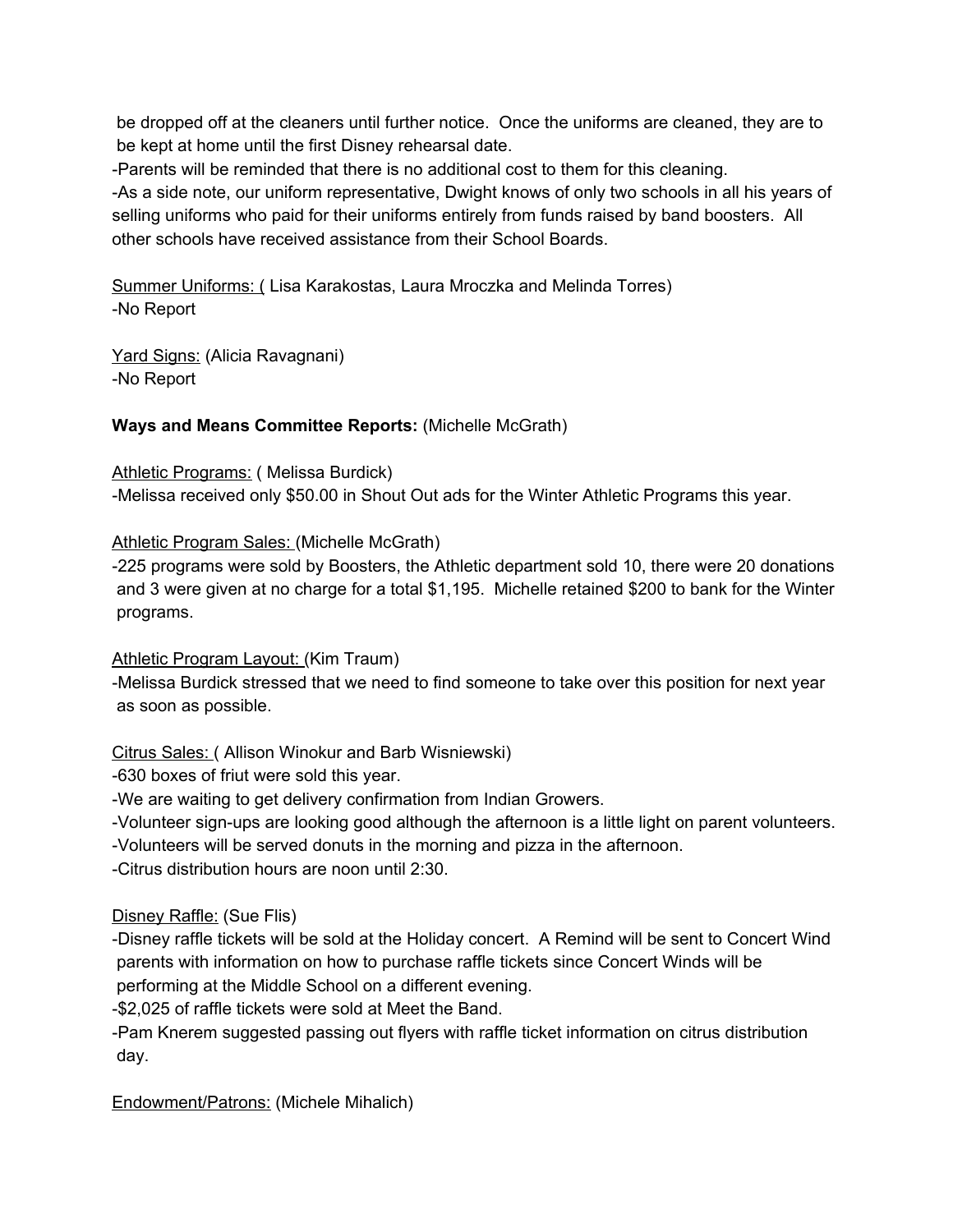be dropped off at the cleaners until further notice. Once the uniforms are cleaned, they are to be kept at home until the first Disney rehearsal date.

-Parents will be reminded that there is no additional cost to them for this cleaning.

-As a side note, our uniform representative, Dwight knows of only two schools in all his years of selling uniforms who paid for their uniforms entirely from funds raised by band boosters. All other schools have received assistance from their School Boards.

<u>Summer Uniforms: (</u> Lisa Karakostas, Laura Mroczka and Melinda Torres)
-No Report

<u>Yard Signs:</u> (Alicia Ravagnani)
-No Report

**Ways and Means Committee Reports:** (Michelle McGrath)

<u>Athletic Programs:</u> ( Melissa Burdick)
-Melissa received only $50.00 in Shout Out ads for the Winter Athletic Programs this year.

<u>Athletic Program Sales:</u> (Michelle McGrath)
-225 programs were sold by Boosters, the Athletic department sold 10, there were 20 donations and 3 were given at no charge for a total $1,195. Michelle retained $200 to bank for the Winter programs.

<u>Athletic Program Layout:</u> (Kim Traum)
-Melissa Burdick stressed that we need to find someone to take over this position for next year as soon as possible.

<u>Citrus Sales: (</u> Allison Winokur and Barb Wisniewski)
-630 boxes of friut were sold this year.
-We are waiting to get delivery confirmation from Indian Growers.
-Volunteer sign-ups are looking good although the afternoon is a little light on parent volunteers.
-Volunteers will be served donuts in the morning and pizza in the afternoon.
-Citrus distribution hours are noon until 2:30.

<u>Disney Raffle:</u> (Sue Flis)
-Disney raffle tickets will be sold at the Holiday concert. A Remind will be sent to Concert Wind parents with information on how to purchase raffle tickets since Concert Winds will be performing at the Middle School on a different evening.
-$2,025 of raffle tickets were sold at Meet the Band.
-Pam Knerem suggested passing out flyers with raffle ticket information on citrus distribution day.

<u>Endowment/Patrons:</u> (Michele Mihalich)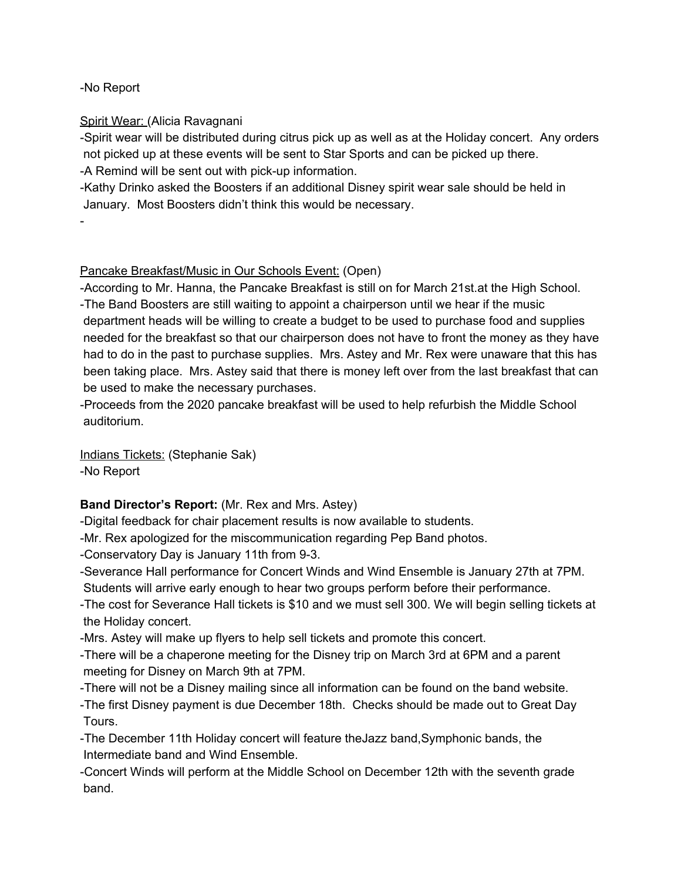-No Report

<u>Spirit Wear: </u>(Alicia Ravagnani

-Spirit wear will be distributed during citrus pick up as well as at the Holiday concert. Any orders not picked up at these events will be sent to Star Sports and can be picked up there.

-A Remind will be sent out with pick-up information.

-Kathy Drinko asked the Boosters if an additional Disney spirit wear sale should be held in January. Most Boosters didn't think this would be necessary.

-

<u>Pancake Breakfast/Music in Our Schools Event:</u> (Open)

-According to Mr. Hanna, the Pancake Breakfast is still on for March 21st.at the High School.

-The Band Boosters are still waiting to appoint a chairperson until we hear if the music department heads will be willing to create a budget to be used to purchase food and supplies needed for the breakfast so that our chairperson does not have to front the money as they have had to do in the past to purchase supplies. Mrs. Astey and Mr. Rex were unaware that this has been taking place. Mrs. Astey said that there is money left over from the last breakfast that can be used to make the necessary purchases.

-Proceeds from the 2020 pancake breakfast will be used to help refurbish the Middle School auditorium.

<u>Indians Tickets:</u> (Stephanie Sak)

-No Report

**Band Director's Report:** (Mr. Rex and Mrs. Astey)

-Digital feedback for chair placement results is now available to students.

-Mr. Rex apologized for the miscommunication regarding Pep Band photos.

-Conservatory Day is January 11th from 9-3.

-Severance Hall performance for Concert Winds and Wind Ensemble is January 27th at 7PM. Students will arrive early enough to hear two groups perform before their performance.

-The cost for Severance Hall tickets is $10 and we must sell 300. We will begin selling tickets at the Holiday concert.

-Mrs. Astey will make up flyers to help sell tickets and promote this concert.

-There will be a chaperone meeting for the Disney trip on March 3rd at 6PM and a parent meeting for Disney on March 9th at 7PM.

-There will not be a Disney mailing since all information can be found on the band website.

-The first Disney payment is due December 18th. Checks should be made out to Great Day Tours.

-The December 11th Holiday concert will feature theJazz band,Symphonic bands, the Intermediate band and Wind Ensemble.

-Concert Winds will perform at the Middle School on December 12th with the seventh grade band.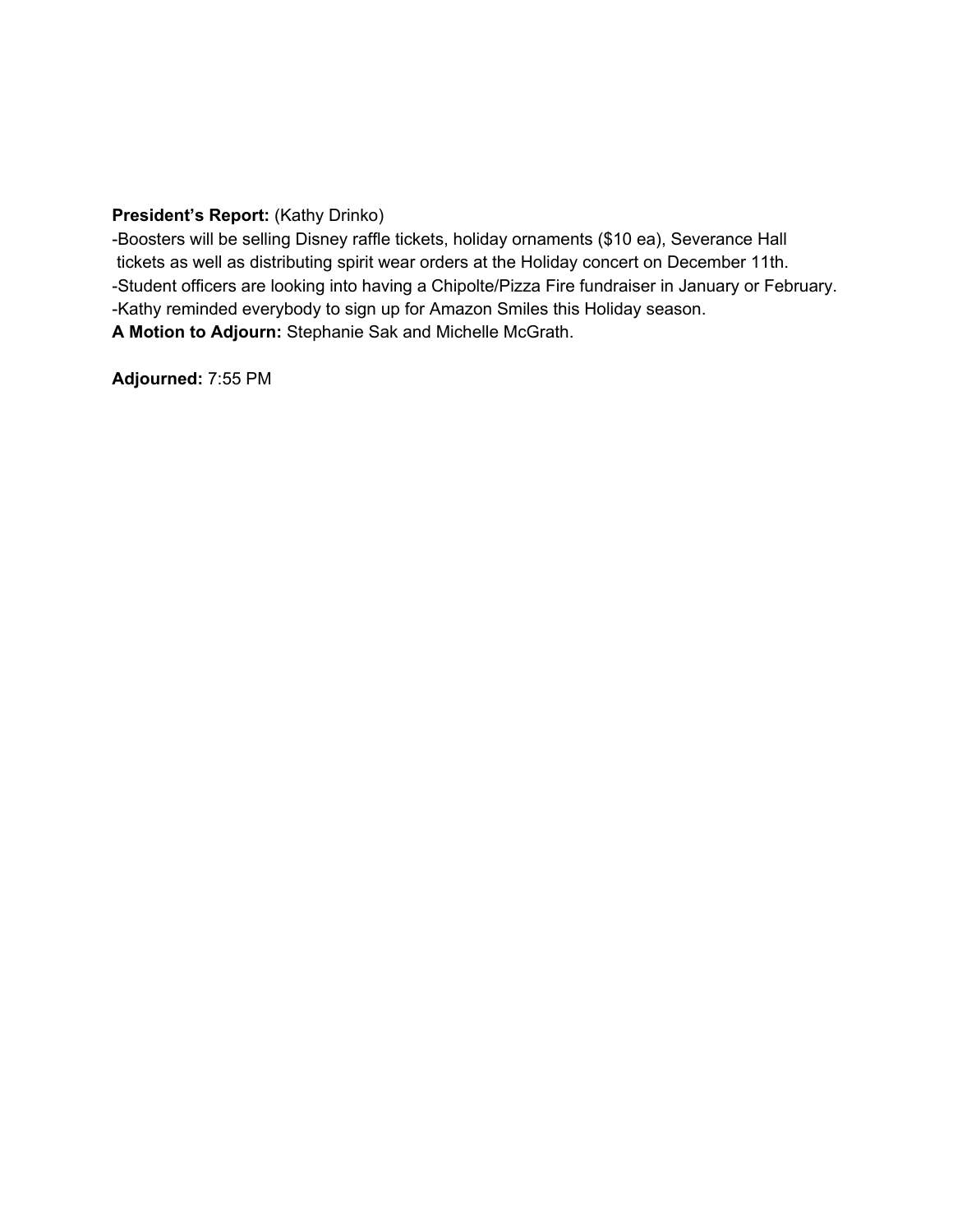**President's Report:** (Kathy Drinko)

-Boosters will be selling Disney raffle tickets, holiday ornaments ($10 ea), Severance Hall tickets as well as distributing spirit wear orders at the Holiday concert on December 11th.

-Student officers are looking into having a Chipolte/Pizza Fire fundraiser in January or February.

-Kathy reminded everybody to sign up for Amazon Smiles this Holiday season.

**A Motion to Adjourn:** Stephanie Sak and Michelle McGrath.

**Adjourned:** 7:55 PM